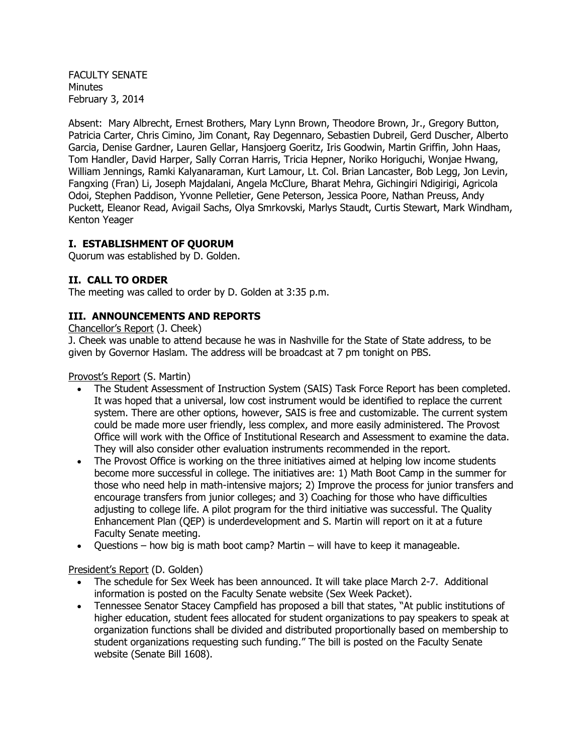FACULTY SENATE
Minutes
February 3, 2014

Absent: Mary Albrecht, Ernest Brothers, Mary Lynn Brown, Theodore Brown, Jr., Gregory Button, Patricia Carter, Chris Cimino, Jim Conant, Ray Degennaro, Sebastien Dubreil, Gerd Duscher, Alberto Garcia, Denise Gardner, Lauren Gellar, Hansjoerg Goeritz, Iris Goodwin, Martin Griffin, John Haas, Tom Handler, David Harper, Sally Corran Harris, Tricia Hepner, Noriko Horiguchi, Wonjae Hwang, William Jennings, Ramki Kalyanaraman, Kurt Lamour, Lt. Col. Brian Lancaster, Bob Legg, Jon Levin, Fangxing (Fran) Li, Joseph Majdalani, Angela McClure, Bharat Mehra, Gichingiri Ndigirigi, Agricola Odoi, Stephen Paddison, Yvonne Pelletier, Gene Peterson, Jessica Poore, Nathan Preuss, Andy Puckett, Eleanor Read, Avigail Sachs, Olya Smrkovski, Marlys Staudt, Curtis Stewart, Mark Windham, Kenton Yeager

## I. ESTABLISHMENT OF QUORUM

Quorum was established by D. Golden.

## II. CALL TO ORDER

The meeting was called to order by D. Golden at 3:35 p.m.

## III. ANNOUNCEMENTS AND REPORTS

Chancellor's Report (J. Cheek)

J. Cheek was unable to attend because he was in Nashville for the State of State address, to be given by Governor Haslam. The address will be broadcast at 7 pm tonight on PBS.

Provost's Report (S. Martin)

- The Student Assessment of Instruction System (SAIS) Task Force Report has been completed. It was hoped that a universal, low cost instrument would be identified to replace the current system. There are other options, however, SAIS is free and customizable. The current system could be made more user friendly, less complex, and more easily administered. The Provost Office will work with the Office of Institutional Research and Assessment to examine the data. They will also consider other evaluation instruments recommended in the report.
- The Provost Office is working on the three initiatives aimed at helping low income students become more successful in college. The initiatives are: 1) Math Boot Camp in the summer for those who need help in math-intensive majors; 2) Improve the process for junior transfers and encourage transfers from junior colleges; and 3) Coaching for those who have difficulties adjusting to college life. A pilot program for the third initiative was successful. The Quality Enhancement Plan (QEP) is underdevelopment and S. Martin will report on it at a future Faculty Senate meeting.
- Questions – how big is math boot camp? Martin – will have to keep it manageable.

President's Report (D. Golden)

- The schedule for Sex Week has been announced. It will take place March 2-7. Additional information is posted on the Faculty Senate website (Sex Week Packet).
- Tennessee Senator Stacey Campfield has proposed a bill that states, "At public institutions of higher education, student fees allocated for student organizations to pay speakers to speak at organization functions shall be divided and distributed proportionally based on membership to student organizations requesting such funding." The bill is posted on the Faculty Senate website (Senate Bill 1608).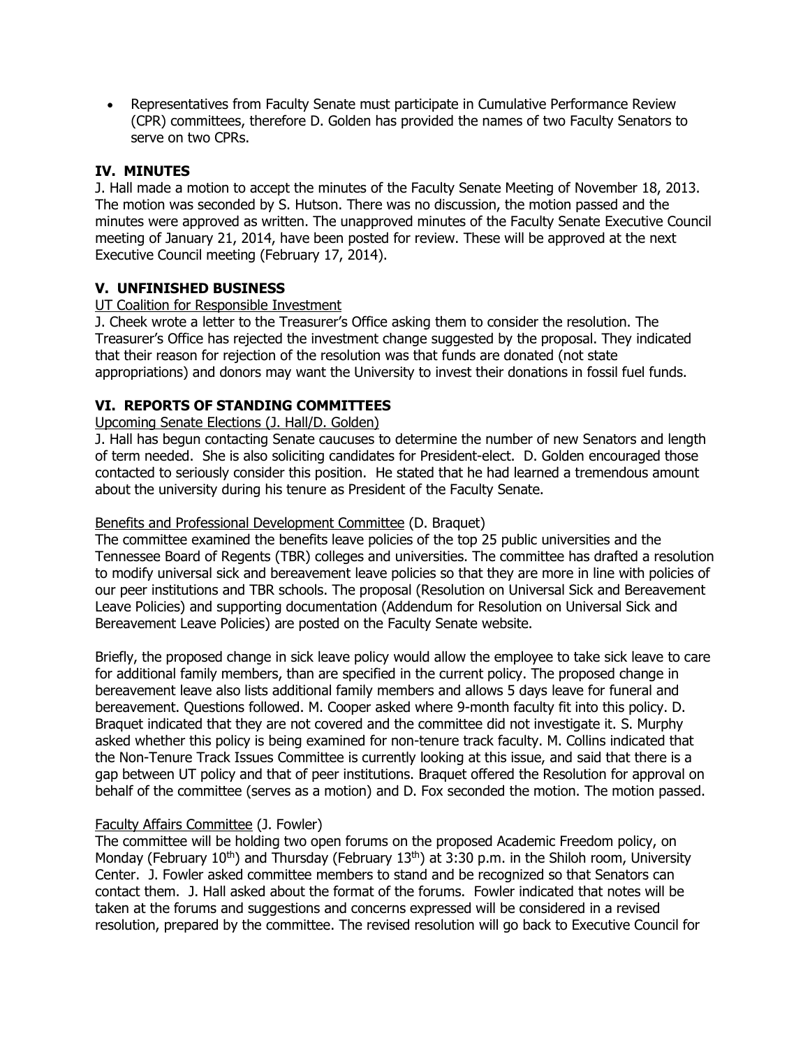- Representatives from Faculty Senate must participate in Cumulative Performance Review (CPR) committees, therefore D. Golden has provided the names of two Faculty Senators to serve on two CPRs.

## IV. MINUTES

J. Hall made a motion to accept the minutes of the Faculty Senate Meeting of November 18, 2013. The motion was seconded by S. Hutson. There was no discussion, the motion passed and the minutes were approved as written. The unapproved minutes of the Faculty Senate Executive Council meeting of January 21, 2014, have been posted for review. These will be approved at the next Executive Council meeting (February 17, 2014).

## V. UNFINISHED BUSINESS

UT Coalition for Responsible Investment

J. Cheek wrote a letter to the Treasurer's Office asking them to consider the resolution. The Treasurer's Office has rejected the investment change suggested by the proposal. They indicated that their reason for rejection of the resolution was that funds are donated (not state appropriations) and donors may want the University to invest their donations in fossil fuel funds.

## VI. REPORTS OF STANDING COMMITTEES

Upcoming Senate Elections (J. Hall/D. Golden)

J. Hall has begun contacting Senate caucuses to determine the number of new Senators and length of term needed. She is also soliciting candidates for President-elect. D. Golden encouraged those contacted to seriously consider this position. He stated that he had learned a tremendous amount about the university during his tenure as President of the Faculty Senate.

Benefits and Professional Development Committee (D. Braquet)

The committee examined the benefits leave policies of the top 25 public universities and the Tennessee Board of Regents (TBR) colleges and universities. The committee has drafted a resolution to modify universal sick and bereavement leave policies so that they are more in line with policies of our peer institutions and TBR schools. The proposal (Resolution on Universal Sick and Bereavement Leave Policies) and supporting documentation (Addendum for Resolution on Universal Sick and Bereavement Leave Policies) are posted on the Faculty Senate website.

Briefly, the proposed change in sick leave policy would allow the employee to take sick leave to care for additional family members, than are specified in the current policy. The proposed change in bereavement leave also lists additional family members and allows 5 days leave for funeral and bereavement. Questions followed. M. Cooper asked where 9-month faculty fit into this policy. D. Braquet indicated that they are not covered and the committee did not investigate it. S. Murphy asked whether this policy is being examined for non-tenure track faculty. M. Collins indicated that the Non-Tenure Track Issues Committee is currently looking at this issue, and said that there is a gap between UT policy and that of peer institutions. Braquet offered the Resolution for approval on behalf of the committee (serves as a motion) and D. Fox seconded the motion. The motion passed.

Faculty Affairs Committee (J. Fowler)

The committee will be holding two open forums on the proposed Academic Freedom policy, on Monday (February 10th) and Thursday (February 13th) at 3:30 p.m. in the Shiloh room, University Center. J. Fowler asked committee members to stand and be recognized so that Senators can contact them. J. Hall asked about the format of the forums. Fowler indicated that notes will be taken at the forums and suggestions and concerns expressed will be considered in a revised resolution, prepared by the committee. The revised resolution will go back to Executive Council for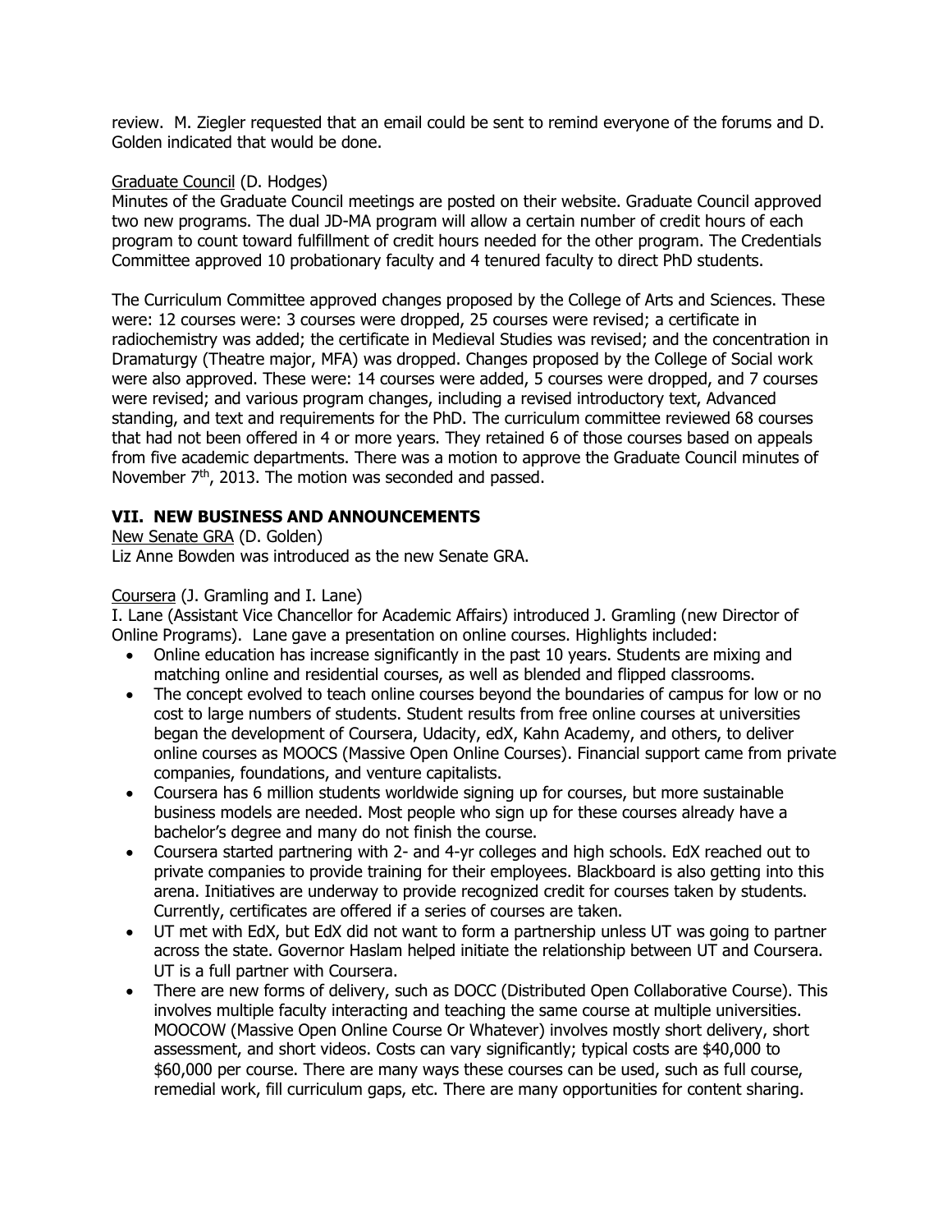review. M. Ziegler requested that an email could be sent to remind everyone of the forums and D. Golden indicated that would be done.

Graduate Council (D. Hodges)
Minutes of the Graduate Council meetings are posted on their website. Graduate Council approved two new programs. The dual JD-MA program will allow a certain number of credit hours of each program to count toward fulfillment of credit hours needed for the other program. The Credentials Committee approved 10 probationary faculty and 4 tenured faculty to direct PhD students.

The Curriculum Committee approved changes proposed by the College of Arts and Sciences. These were: 12 courses were: 3 courses were dropped, 25 courses were revised; a certificate in radiochemistry was added; the certificate in Medieval Studies was revised; and the concentration in Dramaturgy (Theatre major, MFA) was dropped. Changes proposed by the College of Social work were also approved. These were: 14 courses were added, 5 courses were dropped, and 7 courses were revised; and various program changes, including a revised introductory text, Advanced standing, and text and requirements for the PhD. The curriculum committee reviewed 68 courses that had not been offered in 4 or more years. They retained 6 of those courses based on appeals from five academic departments. There was a motion to approve the Graduate Council minutes of November 7th, 2013. The motion was seconded and passed.

## VII. NEW BUSINESS AND ANNOUNCEMENTS

New Senate GRA (D. Golden)
Liz Anne Bowden was introduced as the new Senate GRA.

Coursera (J. Gramling and I. Lane)
I. Lane (Assistant Vice Chancellor for Academic Affairs) introduced J. Gramling (new Director of Online Programs). Lane gave a presentation on online courses. Highlights included:

- Online education has increase significantly in the past 10 years. Students are mixing and matching online and residential courses, as well as blended and flipped classrooms.
- The concept evolved to teach online courses beyond the boundaries of campus for low or no cost to large numbers of students. Student results from free online courses at universities began the development of Coursera, Udacity, edX, Kahn Academy, and others, to deliver online courses as MOOCS (Massive Open Online Courses). Financial support came from private companies, foundations, and venture capitalists.
- Coursera has 6 million students worldwide signing up for courses, but more sustainable business models are needed. Most people who sign up for these courses already have a bachelor's degree and many do not finish the course.
- Coursera started partnering with 2- and 4-yr colleges and high schools. EdX reached out to private companies to provide training for their employees. Blackboard is also getting into this arena. Initiatives are underway to provide recognized credit for courses taken by students. Currently, certificates are offered if a series of courses are taken.
- UT met with EdX, but EdX did not want to form a partnership unless UT was going to partner across the state. Governor Haslam helped initiate the relationship between UT and Coursera. UT is a full partner with Coursera.
- There are new forms of delivery, such as DOCC (Distributed Open Collaborative Course). This involves multiple faculty interacting and teaching the same course at multiple universities. MOOCOW (Massive Open Online Course Or Whatever) involves mostly short delivery, short assessment, and short videos. Costs can vary significantly; typical costs are $40,000 to $60,000 per course. There are many ways these courses can be used, such as full course, remedial work, fill curriculum gaps, etc. There are many opportunities for content sharing.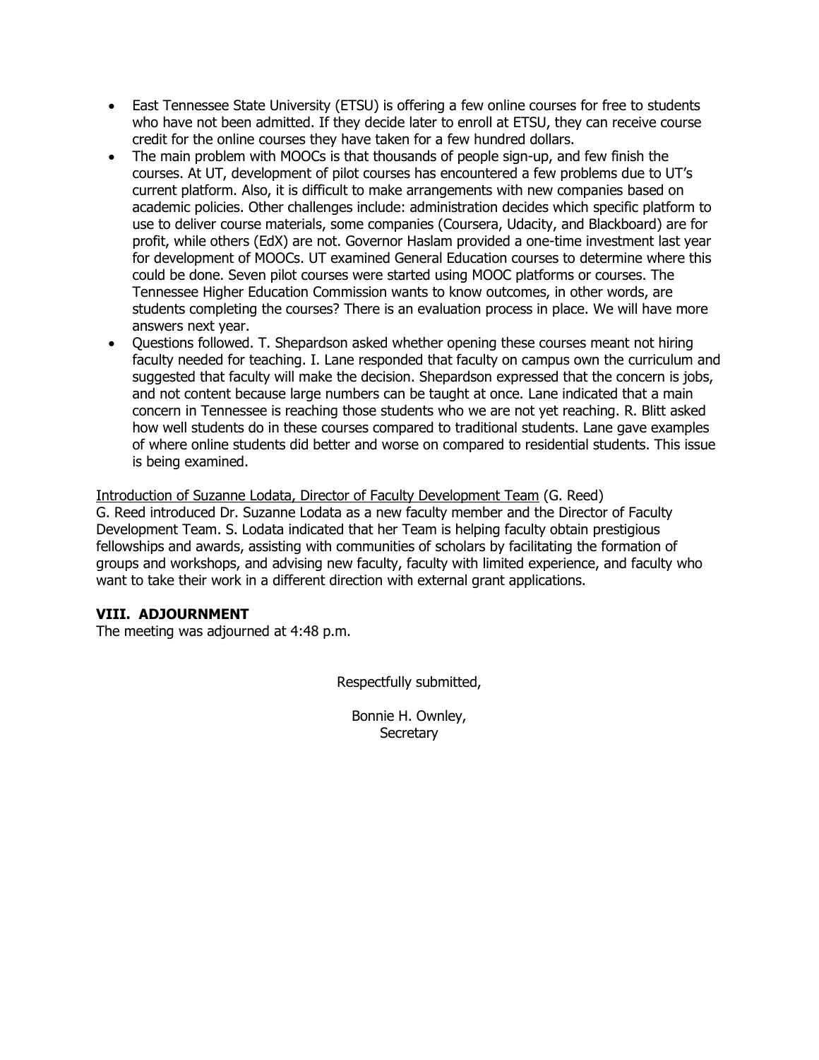- East Tennessee State University (ETSU) is offering a few online courses for free to students who have not been admitted. If they decide later to enroll at ETSU, they can receive course credit for the online courses they have taken for a few hundred dollars.
- The main problem with MOOCs is that thousands of people sign-up, and few finish the courses. At UT, development of pilot courses has encountered a few problems due to UT's current platform. Also, it is difficult to make arrangements with new companies based on academic policies. Other challenges include: administration decides which specific platform to use to deliver course materials, some companies (Coursera, Udacity, and Blackboard) are for profit, while others (EdX) are not. Governor Haslam provided a one-time investment last year for development of MOOCs. UT examined General Education courses to determine where this could be done. Seven pilot courses were started using MOOC platforms or courses. The Tennessee Higher Education Commission wants to know outcomes, in other words, are students completing the courses? There is an evaluation process in place. We will have more answers next year.
- Questions followed. T. Shepardson asked whether opening these courses meant not hiring faculty needed for teaching. I. Lane responded that faculty on campus own the curriculum and suggested that faculty will make the decision. Shepardson expressed that the concern is jobs, and not content because large numbers can be taught at once. Lane indicated that a main concern in Tennessee is reaching those students who we are not yet reaching. R. Blitt asked how well students do in these courses compared to traditional students. Lane gave examples of where online students did better and worse on compared to residential students. This issue is being examined.

<u>Introduction of Suzanne Lodata, Director of Faculty Development Team</u> (G. Reed)
G. Reed introduced Dr. Suzanne Lodata as a new faculty member and the Director of Faculty Development Team. S. Lodata indicated that her Team is helping faculty obtain prestigious fellowships and awards, assisting with communities of scholars by facilitating the formation of groups and workshops, and advising new faculty, faculty with limited experience, and faculty who want to take their work in a different direction with external grant applications.

**VIII. ADJOURNMENT**
The meeting was adjourned at 4:48 p.m.

Respectfully submitted,

Bonnie H. Ownley,
Secretary